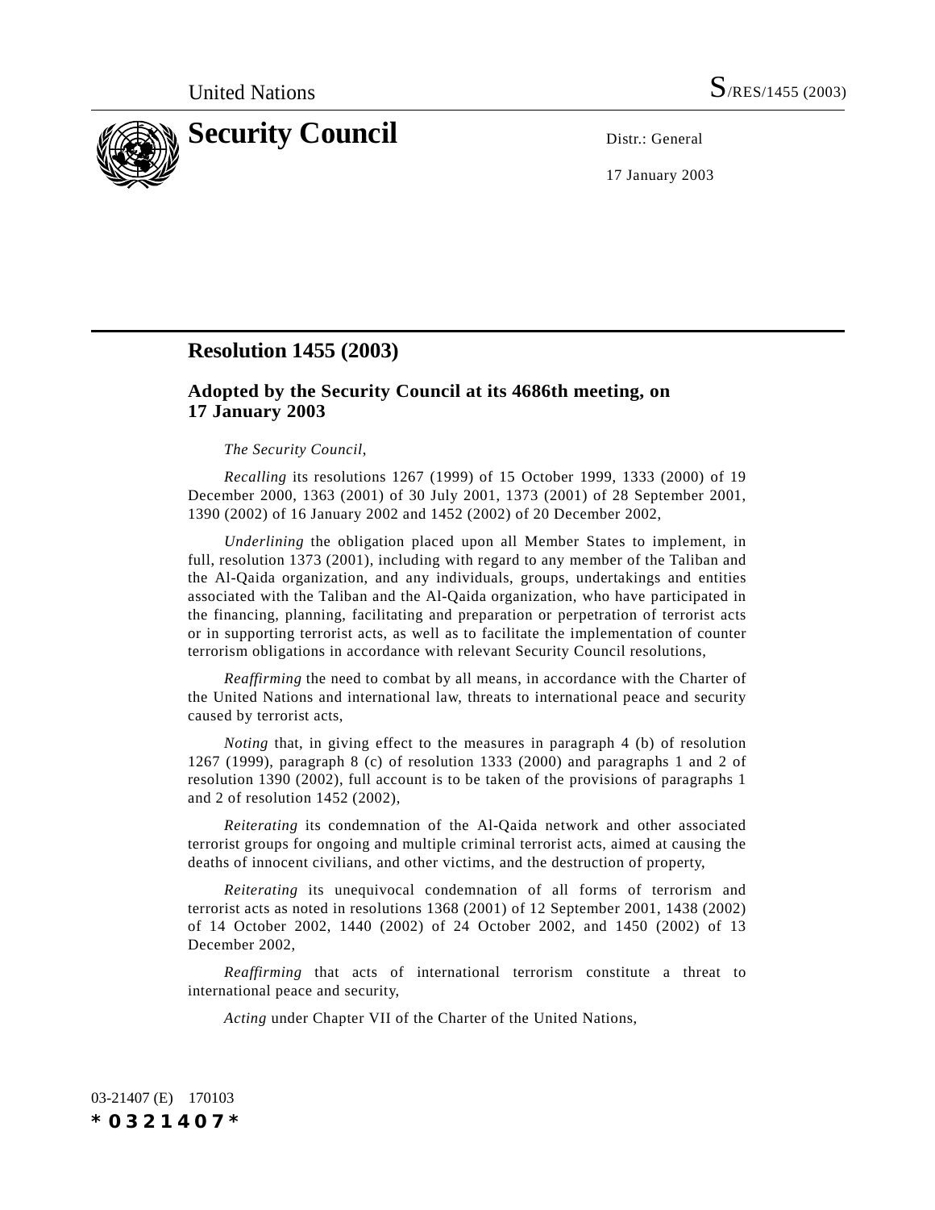United Nations S/RES/1455 (2003)

# Security Council

Distr.: General

17 January 2003

## Resolution 1455 (2003)

### Adopted by the Security Council at its 4686th meeting, on 17 January 2003

*The Security Council*,

*Recalling* its resolutions 1267 (1999) of 15 October 1999, 1333 (2000) of 19 December 2000, 1363 (2001) of 30 July 2001, 1373 (2001) of 28 September 2001, 1390 (2002) of 16 January 2002 and 1452 (2002) of 20 December 2002,

*Underlining* the obligation placed upon all Member States to implement, in full, resolution 1373 (2001), including with regard to any member of the Taliban and the Al-Qaida organization, and any individuals, groups, undertakings and entities associated with the Taliban and the Al-Qaida organization, who have participated in the financing, planning, facilitating and preparation or perpetration of terrorist acts or in supporting terrorist acts, as well as to facilitate the implementation of counter terrorism obligations in accordance with relevant Security Council resolutions,

*Reaffirming* the need to combat by all means, in accordance with the Charter of the United Nations and international law, threats to international peace and security caused by terrorist acts,

*Noting* that, in giving effect to the measures in paragraph 4 (b) of resolution 1267 (1999), paragraph 8 (c) of resolution 1333 (2000) and paragraphs 1 and 2 of resolution 1390 (2002), full account is to be taken of the provisions of paragraphs 1 and 2 of resolution 1452 (2002),

*Reiterating* its condemnation of the Al-Qaida network and other associated terrorist groups for ongoing and multiple criminal terrorist acts, aimed at causing the deaths of innocent civilians, and other victims, and the destruction of property,

*Reiterating* its unequivocal condemnation of all forms of terrorism and terrorist acts as noted in resolutions 1368 (2001) of 12 September 2001, 1438 (2002) of 14 October 2002, 1440 (2002) of 24 October 2002, and 1450 (2002) of 13 December 2002,

*Reaffirming* that acts of international terrorism constitute a threat to international peace and security,

*Acting* under Chapter VII of the Charter of the United Nations,

03-21407 (E) 170103

*0321407*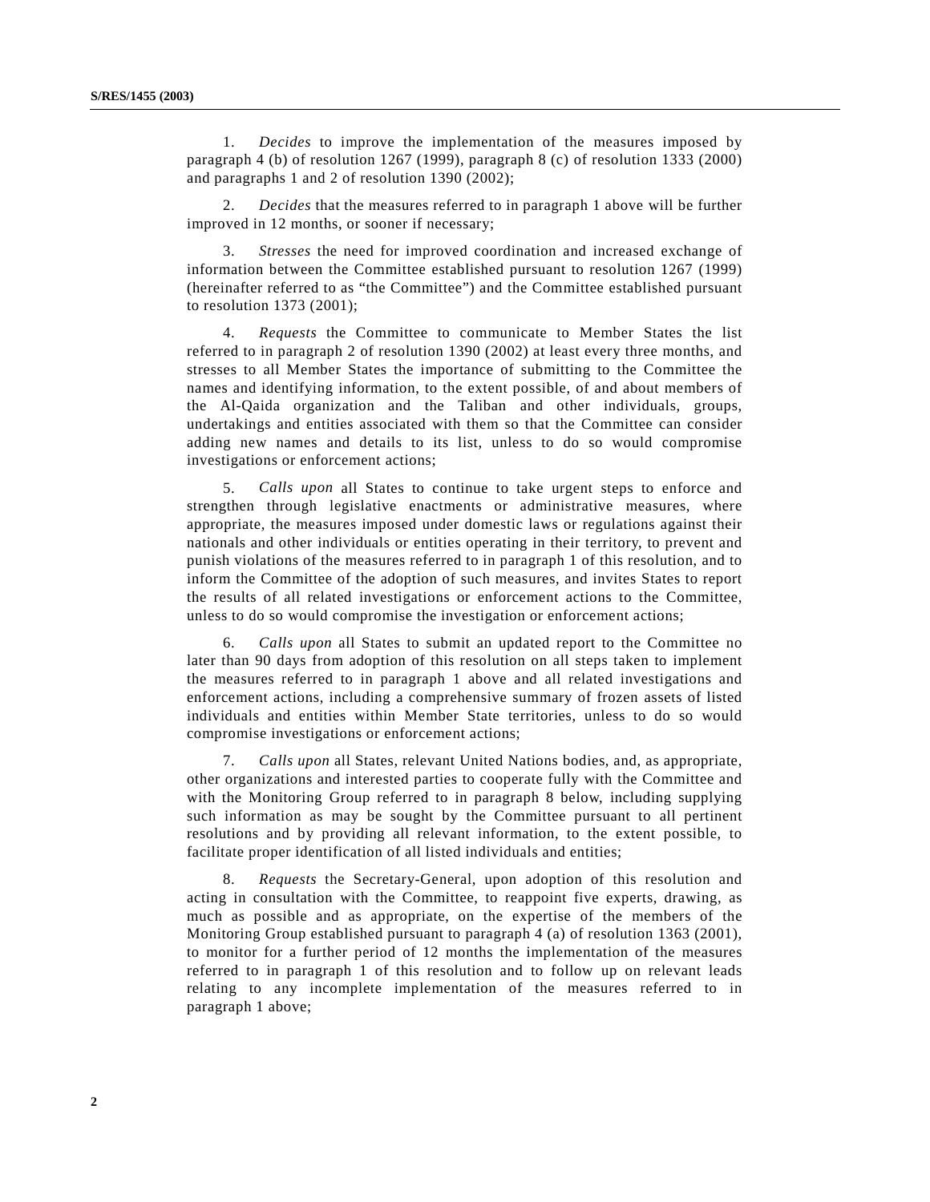1. *Decides* to improve the implementation of the measures imposed by paragraph 4 (b) of resolution 1267 (1999), paragraph 8 (c) of resolution 1333 (2000) and paragraphs 1 and 2 of resolution 1390 (2002);

2. *Decides* that the measures referred to in paragraph 1 above will be further improved in 12 months, or sooner if necessary;

3. *Stresses* the need for improved coordination and increased exchange of information between the Committee established pursuant to resolution 1267 (1999) (hereinafter referred to as "the Committee") and the Committee established pursuant to resolution 1373 (2001);

4. *Requests* the Committee to communicate to Member States the list referred to in paragraph 2 of resolution 1390 (2002) at least every three months, and stresses to all Member States the importance of submitting to the Committee the names and identifying information, to the extent possible, of and about members of the Al-Qaida organization and the Taliban and other individuals, groups, undertakings and entities associated with them so that the Committee can consider adding new names and details to its list, unless to do so would compromise investigations or enforcement actions;

5. *Calls upon* all States to continue to take urgent steps to enforce and strengthen through legislative enactments or administrative measures, where appropriate, the measures imposed under domestic laws or regulations against their nationals and other individuals or entities operating in their territory, to prevent and punish violations of the measures referred to in paragraph 1 of this resolution, and to inform the Committee of the adoption of such measures, and invites States to report the results of all related investigations or enforcement actions to the Committee, unless to do so would compromise the investigation or enforcement actions;

6. *Calls upon* all States to submit an updated report to the Committee no later than 90 days from adoption of this resolution on all steps taken to implement the measures referred to in paragraph 1 above and all related investigations and enforcement actions, including a comprehensive summary of frozen assets of listed individuals and entities within Member State territories, unless to do so would compromise investigations or enforcement actions;

7. *Calls upon* all States, relevant United Nations bodies, and, as appropriate, other organizations and interested parties to cooperate fully with the Committee and with the Monitoring Group referred to in paragraph 8 below, including supplying such information as may be sought by the Committee pursuant to all pertinent resolutions and by providing all relevant information, to the extent possible, to facilitate proper identification of all listed individuals and entities;

8. *Requests* the Secretary-General, upon adoption of this resolution and acting in consultation with the Committee, to reappoint five experts, drawing, as much as possible and as appropriate, on the expertise of the members of the Monitoring Group established pursuant to paragraph 4 (a) of resolution 1363 (2001), to monitor for a further period of 12 months the implementation of the measures referred to in paragraph 1 of this resolution and to follow up on relevant leads relating to any incomplete implementation of the measures referred to in paragraph 1 above;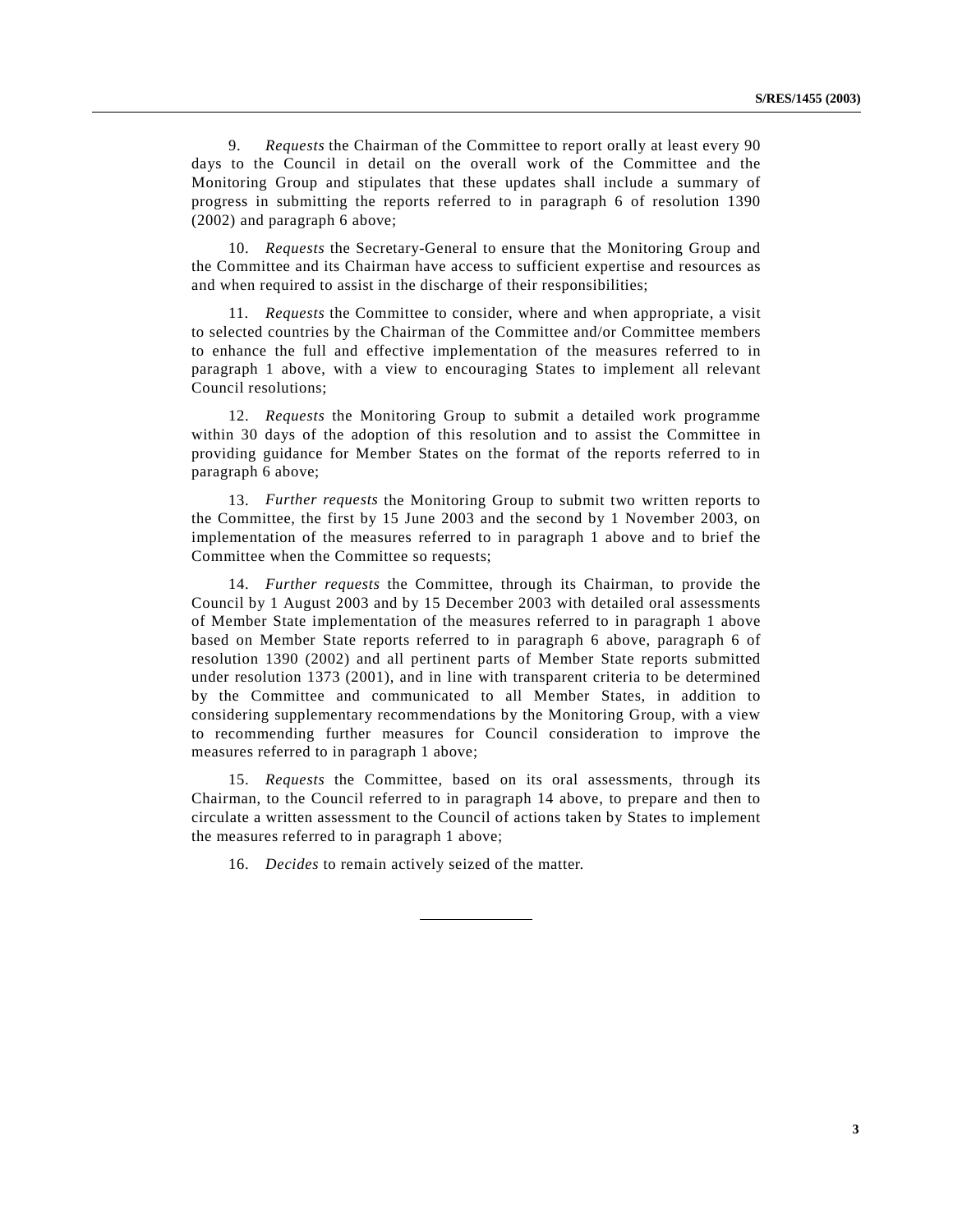9. *Requests* the Chairman of the Committee to report orally at least every 90 days to the Council in detail on the overall work of the Committee and the Monitoring Group and stipulates that these updates shall include a summary of progress in submitting the reports referred to in paragraph 6 of resolution 1390 (2002) and paragraph 6 above;

10. *Requests* the Secretary-General to ensure that the Monitoring Group and the Committee and its Chairman have access to sufficient expertise and resources as and when required to assist in the discharge of their responsibilities;

11. *Requests* the Committee to consider, where and when appropriate, a visit to selected countries by the Chairman of the Committee and/or Committee members to enhance the full and effective implementation of the measures referred to in paragraph 1 above, with a view to encouraging States to implement all relevant Council resolutions;

12. *Requests* the Monitoring Group to submit a detailed work programme within 30 days of the adoption of this resolution and to assist the Committee in providing guidance for Member States on the format of the reports referred to in paragraph 6 above;

13. *Further requests* the Monitoring Group to submit two written reports to the Committee, the first by 15 June 2003 and the second by 1 November 2003, on implementation of the measures referred to in paragraph 1 above and to brief the Committee when the Committee so requests;

14. *Further requests* the Committee, through its Chairman, to provide the Council by 1 August 2003 and by 15 December 2003 with detailed oral assessments of Member State implementation of the measures referred to in paragraph 1 above based on Member State reports referred to in paragraph 6 above, paragraph 6 of resolution 1390 (2002) and all pertinent parts of Member State reports submitted under resolution 1373 (2001), and in line with transparent criteria to be determined by the Committee and communicated to all Member States, in addition to considering supplementary recommendations by the Monitoring Group, with a view to recommending further measures for Council consideration to improve the measures referred to in paragraph 1 above;

15. *Requests* the Committee, based on its oral assessments, through its Chairman, to the Council referred to in paragraph 14 above, to prepare and then to circulate a written assessment to the Council of actions taken by States to implement the measures referred to in paragraph 1 above;

16. *Decides* to remain actively seized of the matter.